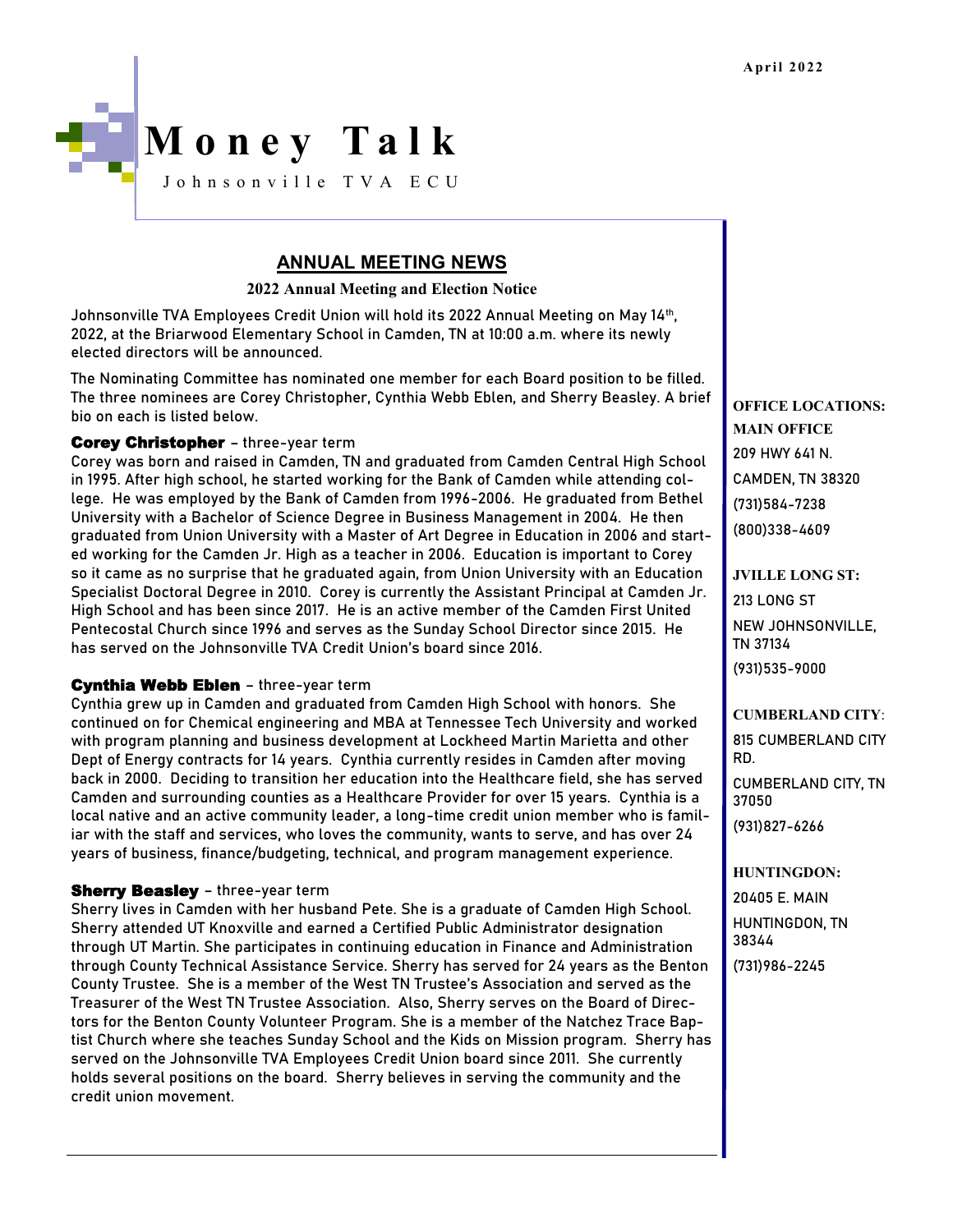April 2022

# Money Talk

Johnsonville TVA ECU

## ANNUAL MEETING NEWS

### 2022 Annual Meeting and Election Notice

Johnsonville TVA Employees Credit Union will hold its 2022 Annual Meeting on May 14th, 2022, at the Briarwood Elementary School in Camden, TN at 10:00 a.m. where its newly elected directors will be announced.

The Nominating Committee has nominated one member for each Board position to be filled. The three nominees are Corey Christopher, Cynthia Webb Eblen, and Sherry Beasley. A brief bio on each is listed below.

**Corey Christopher** – three-year term

Corey was born and raised in Camden, TN and graduated from Camden Central High School in 1995. After high school, he started working for the Bank of Camden while attending college. He was employed by the Bank of Camden from 1996-2006. He graduated from Bethel University with a Bachelor of Science Degree in Business Management in 2004. He then graduated from Union University with a Master of Art Degree in Education in 2006 and started working for the Camden Jr. High as a teacher in 2006. Education is important to Corey so it came as no surprise that he graduated again, from Union University with an Education Specialist Doctoral Degree in 2010. Corey is currently the Assistant Principal at Camden Jr. High School and has been since 2017. He is an active member of the Camden First United Pentecostal Church since 1996 and serves as the Sunday School Director since 2015. He has served on the Johnsonville TVA Credit Union's board since 2016.

**Cynthia Webb Eblen** – three-year term

Cynthia grew up in Camden and graduated from Camden High School with honors. She continued on for Chemical engineering and MBA at Tennessee Tech University and worked with program planning and business development at Lockheed Martin Marietta and other Dept of Energy contracts for 14 years. Cynthia currently resides in Camden after moving back in 2000. Deciding to transition her education into the Healthcare field, she has served Camden and surrounding counties as a Healthcare Provider for over 15 years. Cynthia is a local native and an active community leader, a long-time credit union member who is familiar with the staff and services, who loves the community, wants to serve, and has over 24 years of business, finance/budgeting, technical, and program management experience.

**Sherry Beasley** – three-year term

Sherry lives in Camden with her husband Pete. She is a graduate of Camden High School. Sherry attended UT Knoxville and earned a Certified Public Administrator designation through UT Martin. She participates in continuing education in Finance and Administration through County Technical Assistance Service. Sherry has served for 24 years as the Benton County Trustee. She is a member of the West TN Trustee's Association and served as the Treasurer of the West TN Trustee Association. Also, Sherry serves on the Board of Directors for the Benton County Volunteer Program. She is a member of the Natchez Trace Baptist Church where she teaches Sunday School and the Kids on Mission program. Sherry has served on the Johnsonville TVA Employees Credit Union board since 2011. She currently holds several positions on the board. Sherry believes in serving the community and the credit union movement.

**OFFICE LOCATIONS:**

**MAIN OFFICE**

209 HWY 641 N.
CAMDEN, TN 38320
(731)584-7238
(800)338-4609

**JVILLE LONG ST:**

213 LONG ST
NEW JOHNSONVILLE, TN 37134
(931)535-9000

**CUMBERLAND CITY:**

815 CUMBERLAND CITY RD.
CUMBERLAND CITY, TN 37050
(931)827-6266

**HUNTINGDON:**

20405 E. MAIN
HUNTINGDON, TN 38344
(731)986-2245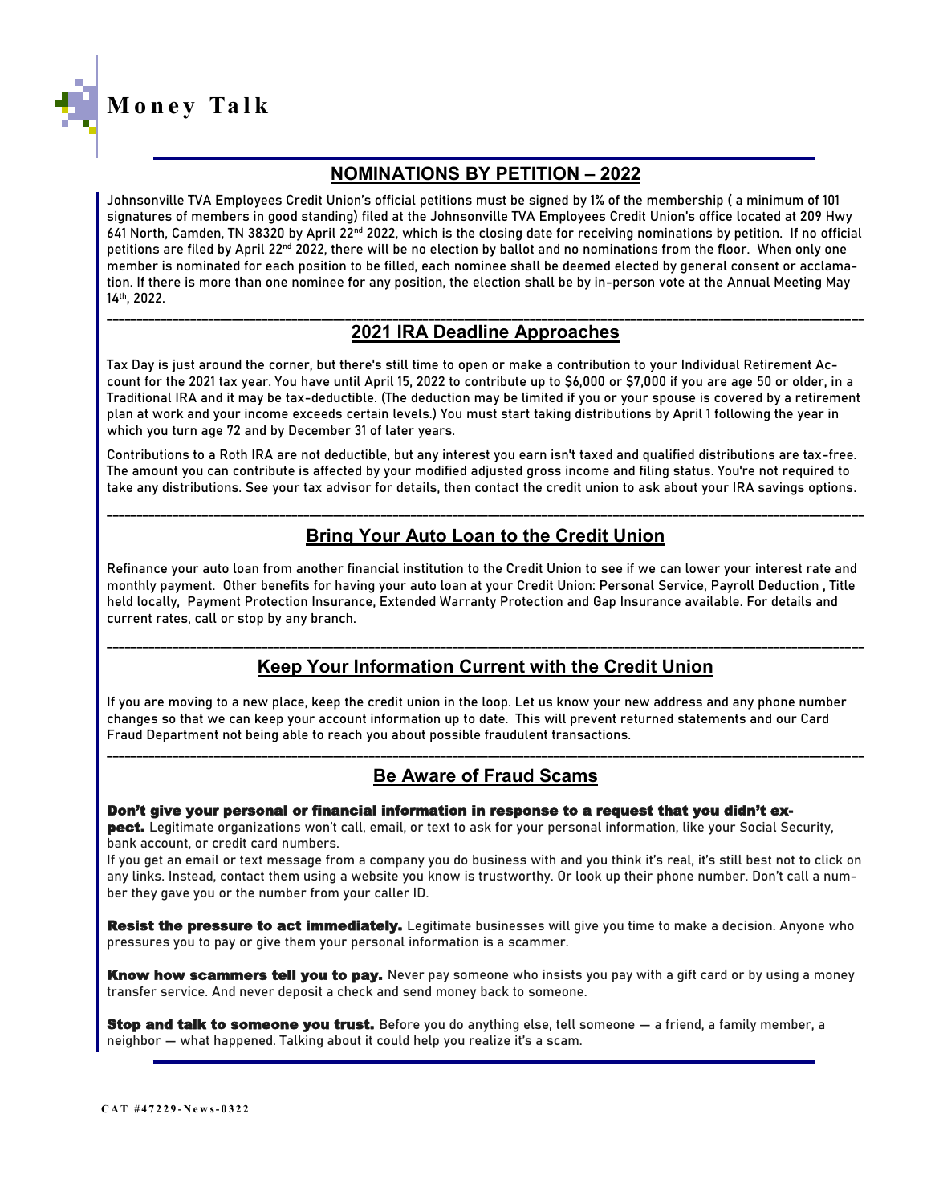# Money Talk

## NOMINATIONS BY PETITION – 2022

Johnsonville TVA Employees Credit Union's official petitions must be signed by 1% of the membership ( a minimum of 101 signatures of members in good standing) filed at the Johnsonville TVA Employees Credit Union's office located at 209 Hwy 641 North, Camden, TN 38320 by April 22nd 2022, which is the closing date for receiving nominations by petition. If no official petitions are filed by April 22nd 2022, there will be no election by ballot and no nominations from the floor. When only one member is nominated for each position to be filled, each nominee shall be deemed elected by general consent or acclamation. If there is more than one nominee for any position, the election shall be by in-person vote at the Annual Meeting May 14th, 2022.

---

## 2021 IRA Deadline Approaches

Tax Day is just around the corner, but there's still time to open or make a contribution to your Individual Retirement Account for the 2021 tax year. You have until April 15, 2022 to contribute up to $6,000 or $7,000 if you are age 50 or older, in a Traditional IRA and it may be tax-deductible. (The deduction may be limited if you or your spouse is covered by a retirement plan at work and your income exceeds certain levels.) You must start taking distributions by April 1 following the year in which you turn age 72 and by December 31 of later years.

Contributions to a Roth IRA are not deductible, but any interest you earn isn't taxed and qualified distributions are tax-free. The amount you can contribute is affected by your modified adjusted gross income and filing status. You're not required to take any distributions. See your tax advisor for details, then contact the credit union to ask about your IRA savings options.

---

## Bring Your Auto Loan to the Credit Union

Refinance your auto loan from another financial institution to the Credit Union to see if we can lower your interest rate and monthly payment. Other benefits for having your auto loan at your Credit Union: Personal Service, Payroll Deduction , Title held locally, Payment Protection Insurance, Extended Warranty Protection and Gap Insurance available. For details and current rates, call or stop by any branch.

---

## Keep Your Information Current with the Credit Union

If you are moving to a new place, keep the credit union in the loop. Let us know your new address and any phone number changes so that we can keep your account information up to date. This will prevent returned statements and our Card Fraud Department not being able to reach you about possible fraudulent transactions.

---

## Be Aware of Fraud Scams

**Don't give your personal or financial information in response to a request that you didn't expect.** Legitimate organizations won't call, email, or text to ask for your personal information, like your Social Security, bank account, or credit card numbers.

If you get an email or text message from a company you do business with and you think it's real, it's still best not to click on any links. Instead, contact them using a website you know is trustworthy. Or look up their phone number. Don't call a number they gave you or the number from your caller ID.

**Resist the pressure to act immediately.** Legitimate businesses will give you time to make a decision. Anyone who pressures you to pay or give them your personal information is a scammer.

**Know how scammers tell you to pay.** Never pay someone who insists you pay with a gift card or by using a money transfer service. And never deposit a check and send money back to someone.

**Stop and talk to someone you trust.** Before you do anything else, tell someone — a friend, a family member, a neighbor — what happened. Talking about it could help you realize it's a scam.

CAT #47229-News-0322